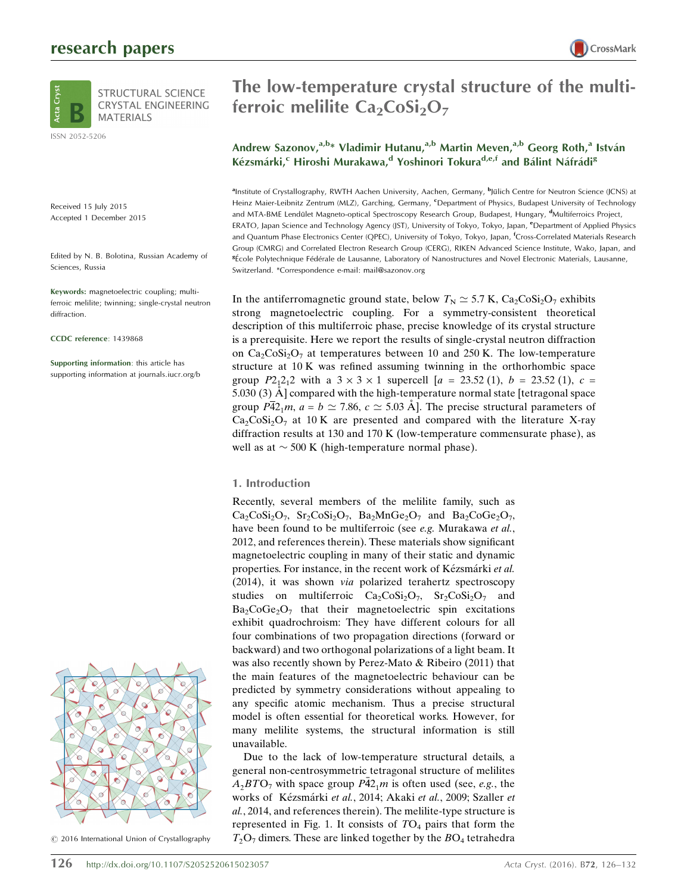# The low-temperature crystal structure of the multiferroic melilite $Ca_2CoSi_2O_7$

**Andrew Sazonov,[a,b]* Vladimir Hutanu,[a,b] Martin Meven,[a,b] Georg Roth,[a] István Kézsmárki,[c] Hiroshi Murakawa,[d] Yoshinori Tokura[d,e,f] and Bálint Náfrádi[g]**

[a]Institute of Crystallography, RWTH Aachen University, Aachen, Germany, [b]Jülich Centre for Neutron Science (JCNS) at Heinz Maier-Leibnitz Zentrum (MLZ), Garching, Germany, [c]Department of Physics, Budapest University of Technology and MTA-BME Lendület Magneto-optical Spectroscopy Research Group, Budapest, Hungary, [d]Multiferroics Project, ERATO, Japan Science and Technology Agency (JST), University of Tokyo, Tokyo, Japan, [e]Department of Applied Physics and Quantum Phase Electronics Center (QPEC), University of Tokyo, Tokyo, Japan, [f]Cross-Correlated Materials Research Group (CMRG) and Correlated Electron Research Group (CERG), RIKEN Advanced Science Institute, Wako, Japan, and [g]École Polytechnique Fédérale de Lausanne, Laboratory of Nanostructures and Novel Electronic Materials, Lausanne, Switzerland. *Correspondence e-mail: mail@sazonov.org

STRUCTURAL SCIENCE CRYSTAL ENGINEERING MATERIALS

ISSN 2052-5206

Received 15 July 2015
Accepted 1 December 2015

Edited by N. B. Bolotina, Russian Academy of Sciences, Russia

**Keywords:** magnetoelectric coupling; multiferroic melilite; twinning; single-crystal neutron diffraction.

**CCDC reference**: 1439868

**Supporting information**: this article has supporting information at journals.iucr.org/b

© 2016 International Union of Crystallography

In the antiferromagnetic ground state, below $T_N \simeq 5.7$ K, $Ca_2CoSi_2O_7$ exhibits strong magnetoelectric coupling. For a symmetry-consistent theoretical description of this multiferroic phase, precise knowledge of its crystal structure is a prerequisite. Here we report the results of single-crystal neutron diffraction on $Ca_2CoSi_2O_7$ at temperatures between 10 and 250 K. The low-temperature structure at 10 K was refined assuming twinning in the orthorhombic space group $P2_12_12$ with a $3 \times 3 \times 1$ supercell [$a$ = 23.52 (1), $b$ = 23.52 (1), $c$ = 5.030 (3) Å] compared with the high-temperature normal state [tetragonal space group $P\bar{4}2_1m$, $a = b \simeq 7.86$, $c \simeq 5.03$ Å]. The precise structural parameters of $Ca_2CoSi_2O_7$ at 10 K are presented and compared with the literature X-ray diffraction results at 130 and 170 K (low-temperature commensurate phase), as well as at $\sim 500$ K (high-temperature normal phase).

## 1. Introduction

Recently, several members of the melilite family, such as $Ca_2CoSi_2O_7$, $Sr_2CoSi_2O_7$, $Ba_2MnGe_2O_7$ and $Ba_2CoGe_2O_7$, have been found to be multiferroic (see *e.g.* Murakawa *et al.*, 2012, and references therein). These materials show significant magnetoelectric coupling in many of their static and dynamic properties. For instance, in the recent work of Kézsmárki *et al.* (2014), it was shown *via* polarized terahertz spectroscopy studies on multiferroic $Ca_2CoSi_2O_7$, $Sr_2CoSi_2O_7$ and $Ba_2CoGe_2O_7$ that their magnetoelectric spin excitations exhibit quadrochroism: They have different colours for all four combinations of two propagation directions (forward or backward) and two orthogonal polarizations of a light beam. It was also recently shown by Perez-Mato & Ribeiro (2011) that the main features of the magnetoelectric behaviour can be predicted by symmetry considerations without appealing to any specific atomic mechanism. Thus a precise structural model is often essential for theoretical works. However, for many melilite systems, the structural information is still unavailable.

Due to the lack of low-temperature structural details, a general non-centrosymmetric tetragonal structure of melilites $A_2BTO_7$ with space group $P\bar{4}2_1m$ is often used (see, *e.g.*, the works of Kézsmárki *et al.*, 2014; Akaki *et al.*, 2009; Szaller *et al.*, 2014, and references therein). The melilite-type structure is represented in Fig. 1. It consists of $TO_4$ pairs that form the $T_2O_7$ dimers. These are linked together by the $BO_4$ tetrahedra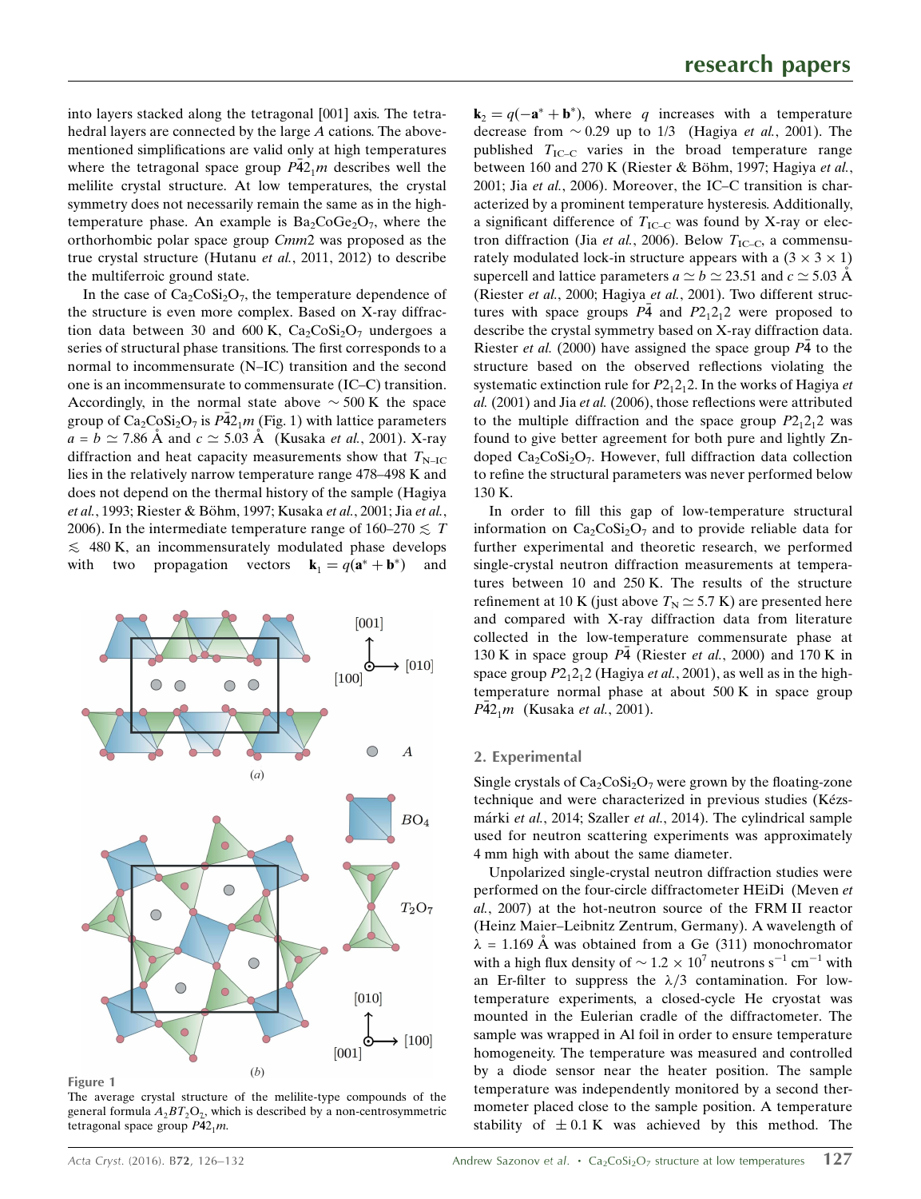into layers stacked along the tetragonal [001] axis. The tetrahedral layers are connected by the large $A$ cations. The above-mentioned simplifications are valid only at high temperatures where the tetragonal space group $P\bar{4}2_1m$ describes well the melilite crystal structure. At low temperatures, the crystal symmetry does not necessarily remain the same as in the high-temperature phase. An example is $Ba_2CoGe_2O_7$, where the orthorhombic polar space group $Cmm2$ was proposed as the true crystal structure (Hutanu *et al.*, 2011, 2012) to describe the multiferroic ground state.

In the case of $Ca_2CoSi_2O_7$, the temperature dependence of the structure is even more complex. Based on X-ray diffraction data between 30 and 600 K, $Ca_2CoSi_2O_7$ undergoes a series of structural phase transitions. The first corresponds to a normal to incommensurate (N–IC) transition and the second one is an incommensurate to commensurate (IC–C) transition. Accordingly, in the normal state above $\sim 500$ K the space group of $Ca_2CoSi_2O_7$ is $P\bar{4}2_1m$ (Fig. 1) with lattice parameters $a = b \simeq 7.86$ Å and $c \simeq 5.03$ Å (Kusaka *et al.*, 2001). X-ray diffraction and heat capacity measurements show that $T_{N-IC}$ lies in the relatively narrow temperature range 478–498 K and does not depend on the thermal history of the sample (Hagiya *et al.*, 1993; Riester & Böhm, 1997; Kusaka *et al.*, 2001; Jia *et al.*, 2006). In the intermediate temperature range of 160–270 $\lesssim T \lesssim$ 480 K, an incommensurately modulated phase develops with two propagation vectors $\mathbf{k}_1 = q(\mathbf{a}^* + \mathbf{b}^*)$ and $\mathbf{k}_2 = q(-\mathbf{a}^* + \mathbf{b}^*)$, where $q$ increases with a temperature decrease from $\sim 0.29$ up to 1/3 (Hagiya *et al.*, 2001). The published $T_{IC-C}$ varies in the broad temperature range between 160 and 270 K (Riester & Böhm, 1997; Hagiya *et al.*, 2001; Jia *et al.*, 2006). Moreover, the IC–C transition is characterized by a prominent temperature hysteresis. Additionally, a significant difference of $T_{IC-C}$ was found by X-ray or electron diffraction (Jia *et al.*, 2006). Below $T_{IC-C}$, a commensurately modulated lock-in structure appears with a $(3 \times 3 \times 1)$ supercell and lattice parameters $a \simeq b \simeq 23.51$ and $c \simeq 5.03$ Å (Riester *et al.*, 2000; Hagiya *et al.*, 2001). Two different structures with space groups $P\bar{4}$ and $P2_12_12$ were proposed to describe the crystal symmetry based on X-ray diffraction data. Riester *et al.* (2000) have assigned the space group $P\bar{4}$ to the structure based on the observed reflections violating the systematic extinction rule for $P2_12_12$. In the works of Hagiya *et al.* (2001) and Jia *et al.* (2006), those reflections were attributed to the multiple diffraction and the space group $P2_12_12$ was found to give better agreement for both pure and lightly Zn-doped $Ca_2CoSi_2O_7$. However, full diffraction data collection to refine the structural parameters was never performed below 130 K.

Figure 1
The average crystal structure of the melilite-type compounds of the general formula $A_2BT_2O_7$, which is described by a non-centrosymmetric tetragonal space group $P\bar{4}2_1m$.

In order to fill this gap of low-temperature structural information on $Ca_2CoSi_2O_7$ and to provide reliable data for further experimental and theoretic research, we performed single-crystal neutron diffraction measurements at temperatures between 10 and 250 K. The results of the structure refinement at 10 K (just above $T_N \simeq 5.7$ K) are presented here and compared with X-ray diffraction data from literature collected in the low-temperature commensurate phase at 130 K in space group $P\bar{4}$ (Riester *et al.*, 2000) and 170 K in space group $P2_12_12$ (Hagiya *et al.*, 2001), as well as in the high-temperature normal phase at about 500 K in space group $P\bar{4}2_1m$ (Kusaka *et al.*, 2001).

## 2. Experimental

Single crystals of $Ca_2CoSi_2O_7$ were grown by the floating-zone technique and were characterized in previous studies (Kézsmárki *et al.*, 2014; Szaller *et al.*, 2014). The cylindrical sample used for neutron scattering experiments was approximately 4 mm high with about the same diameter.

Unpolarized single-crystal neutron diffraction studies were performed on the four-circle diffractometer HEiDi (Meven *et al.*, 2007) at the hot-neutron source of the FRM II reactor (Heinz Maier–Leibnitz Zentrum, Germany). A wavelength of $\lambda = 1.169$ Å was obtained from a Ge (311) monochromator with a high flux density of $\sim 1.2 \times 10^7$ neutrons $s^{-1}$ $cm^{-1}$ with an Er-filter to suppress the $\lambda/3$ contamination. For low-temperature experiments, a closed-cycle He cryostat was mounted in the Eulerian cradle of the diffractometer. The sample was wrapped in Al foil in order to ensure temperature homogeneity. The temperature was measured and controlled by a diode sensor near the heater position. The sample temperature was independently monitored by a second thermometer placed close to the sample position. A temperature stability of $\pm 0.1$ K was achieved by this method. The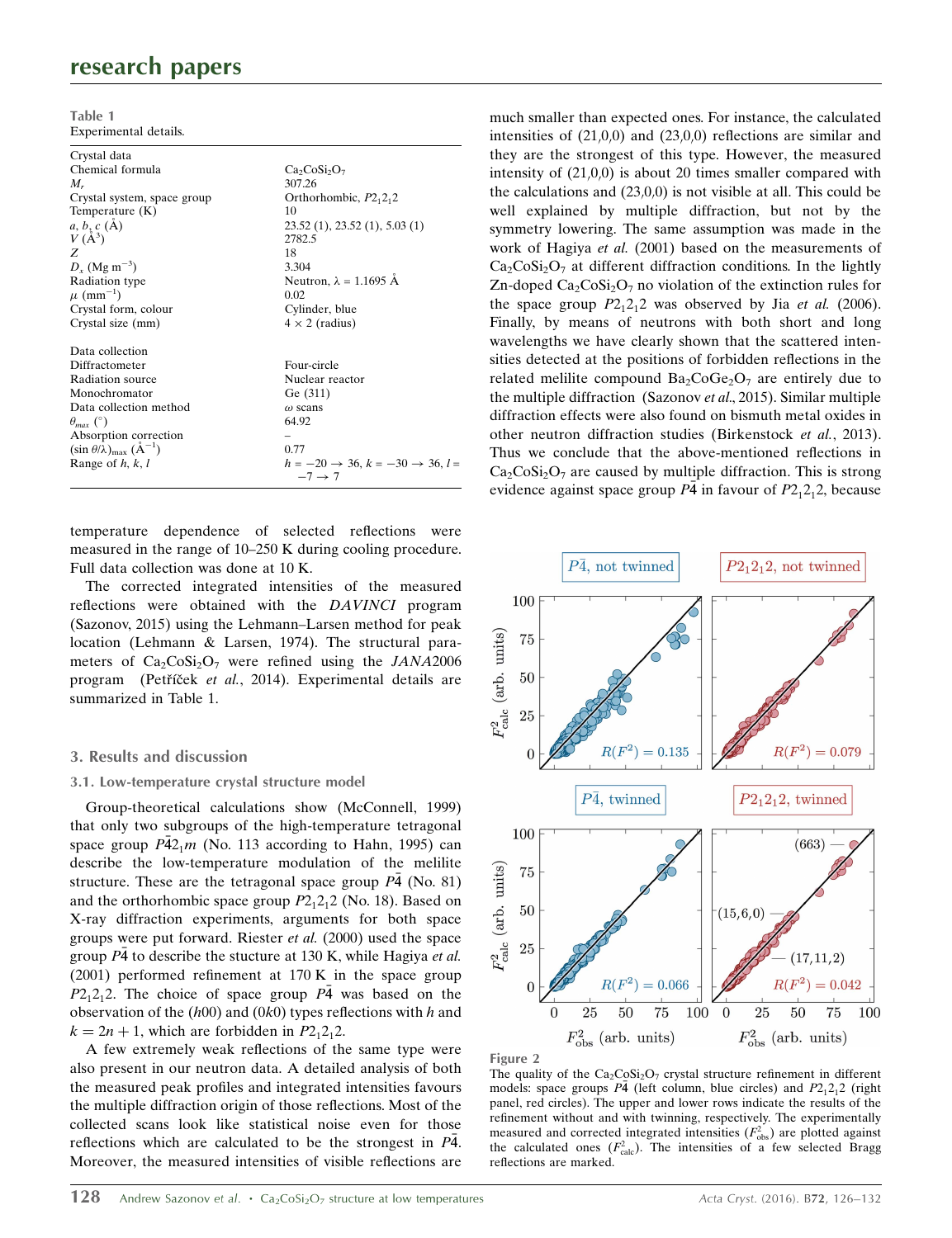Table 1
Experimental details.

| | |
|---|---|
| Crystal data | |
| Chemical formula | $Ca_2CoSi_2O_7$ |
| $M_r$ | 307.26 |
| Crystal system, space group | Orthorhombic, $P2_12_12$ |
| Temperature (K) | 10 |
| $a$, $b$, $c$ (Å) | 23.52 (1), 23.52 (1), 5.03 (1) |
| $V$ (Å$^3$) | 2782.5 |
| $Z$ | 18 |
| $D_x$ (Mg m$^{-3}$) | 3.304 |
| Radiation type | Neutron, λ = 1.1695 Å |
| $\mu$ (mm$^{-1}$) | 0.02 |
| Crystal form, colour | Cylinder, blue |
| Crystal size (mm) | 4 × 2 (radius) |
| | |
| Data collection | |
| Diffractometer | Four-circle |
| Radiation source | Nuclear reactor |
| Monochromator | Ge (311) |
| Data collection method | ω scans |
| $\theta_{max}$ (°) | 64.92 |
| Absorption correction | – |
| $(\sin \theta/\lambda)_{max}$ (Å$^{-1}$) | 0.77 |
| Range of $h$, $k$, $l$ | $h = -20 \rightarrow 36$, $k = -30 \rightarrow 36$, $l = -7 \rightarrow 7$ |

temperature dependence of selected reflections were measured in the range of 10–250 K during cooling procedure. Full data collection was done at 10 K.

The corrected integrated intensities of the measured reflections were obtained with the *DAVINCI* program (Sazonov, 2015) using the Lehmann–Larsen method for peak location (Lehmann & Larsen, 1974). The structural parameters of $Ca_2CoSi_2O_7$ were refined using the *JANA*2006 program (Petříček *et al.*, 2014). Experimental details are summarized in Table 1.

## 3. Results and discussion

### 3.1. Low-temperature crystal structure model

Group-theoretical calculations show (McConnell, 1999) that only two subgroups of the high-temperature tetragonal space group $P\bar{4}2_1m$ (No. 113 according to Hahn, 1995) can describe the low-temperature modulation of the melilite structure. These are the tetragonal space group $P\bar{4}$ (No. 81) and the orthorhombic space group $P2_12_12$ (No. 18). Based on X-ray diffraction experiments, arguments for both space groups were put forward. Riester *et al.* (2000) used the space group $P\bar{4}$ to describe the stucture at 130 K, while Hagiya *et al.* (2001) performed refinement at 170 K in the space group $P2_12_12$. The choice of space group $P\bar{4}$ was based on the observation of the ($h$00) and (0$k$0) types reflections with $h$ and $k = 2n + 1$, which are forbidden in $P2_12_12$.

A few extremely weak reflections of the same type were also present in our neutron data. A detailed analysis of both the measured peak profiles and integrated intensities favours the multiple diffraction origin of those reflections. Most of the collected scans look like statistical noise even for those reflections which are calculated to be the strongest in $P\bar{4}$. Moreover, the measured intensities of visible reflections are much smaller than expected ones. For instance, the calculated intensities of (21,0,0) and (23,0,0) reflections are similar and they are the strongest of this type. However, the measured intensity of (21,0,0) is about 20 times smaller compared with the calculations and (23,0,0) is not visible at all. This could be well explained by multiple diffraction, but not by the symmetry lowering. The same assumption was made in the work of Hagiya *et al.* (2001) based on the measurements of $Ca_2CoSi_2O_7$ at different diffraction conditions. In the lightly Zn-doped $Ca_2CoSi_2O_7$ no violation of the extinction rules for the space group $P2_12_12$ was observed by Jia *et al.* (2006). Finally, by means of neutrons with both short and long wavelengths we have clearly shown that the scattered intensities detected at the positions of forbidden reflections in the related melilite compound $Ba_2CoGe_2O_7$ are entirely due to the multiple diffraction (Sazonov *et al.*, 2015). Similar multiple diffraction effects were also found on bismuth metal oxides in other neutron diffraction studies (Birkenstock *et al.*, 2013). Thus we conclude that the above-mentioned reflections in $Ca_2CoSi_2O_7$ are caused by multiple diffraction. This is strong evidence against space group $P\bar{4}$ in favour of $P2_12_12$, because

Figure 2
The quality of the $Ca_2CoSi_2O_7$ crystal structure refinement in different models: space groups $P\bar{4}$ (left column, blue circles) and $P2_12_12$ (right panel, red circles). The upper and lower rows indicate the results of the refinement without and with twinning, respectively. The experimentally measured and corrected integrated intensities ($F^2_{obs}$) are plotted against the calculated ones ($F^2_{calc}$). The intensities of a few selected Bragg reflections are marked.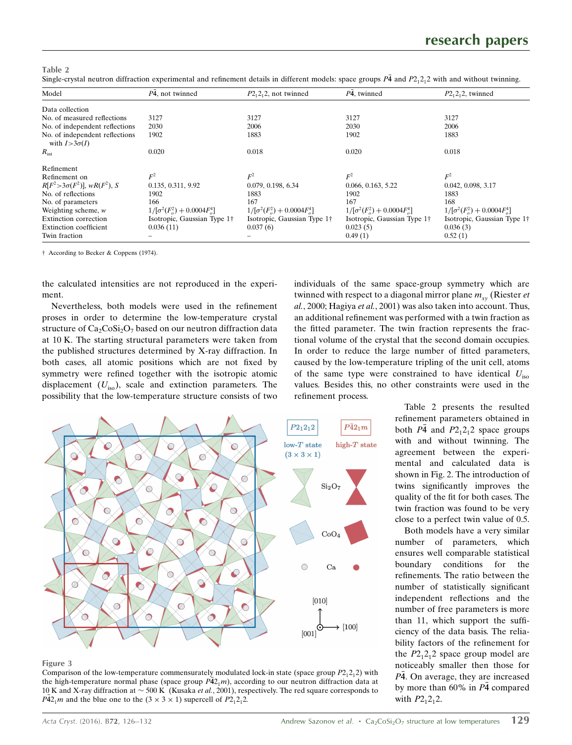**Table 2**
Single-crystal neutron diffraction experimental and refinement details in different models: space groups $P\bar{4}$ and $P2_12_12$ with and without twinning.

| Model | $P\bar{4}$, not twinned | $P2_12_12$, not twinned | $P\bar{4}$, twinned | $P2_12_12$, twinned |
|---|---|---|---|---|
| Data collection | | | | |
| No. of measured reflections | 3127 | 3127 | 3127 | 3127 |
| No. of independent reflections | 2030 | 2006 | 2030 | 2006 |
| No. of independent reflections with $I > 3\sigma(I)$ | 1902 | 1883 | 1902 | 1883 |
| $R_{\rm int}$ | 0.020 | 0.018 | 0.020 | 0.018 |
| Refinement | | | | |
| Refinement on | $F^2$ | $F^2$ | $F^2$ | $F^2$ |
| $R[F^2 > 3\sigma(F^2)]$, $wR(F^2)$, $S$ | 0.135, 0.311, 9.92 | 0.079, 0.198, 6.34 | 0.066, 0.163, 5.22 | 0.042, 0.098, 3.17 |
| No. of reflections | 1902 | 1883 | 1902 | 1883 |
| No. of parameters | 166 | 167 | 167 | 168 |
| Weighting scheme, $w$ | $1/[\sigma^2(F_o^2) + 0.0004F_o^4]$ | $1/[\sigma^2(F_o^2) + 0.0004F_o^4]$ | $1/[\sigma^2(F_o^2) + 0.0004F_o^4]$ | $1/[\sigma^2(F_o^2) + 0.0004F_o^4]$ |
| Extinction correction | Isotropic, Gaussian Type 1† | Isotropic, Gaussian Type 1† | Isotropic, Gaussian Type 1† | Isotropic, Gaussian Type 1† |
| Extinction coefficient | 0.036 (11) | 0.037 (6) | 0.023 (5) | 0.036 (3) |
| Twin fraction | – | – | 0.49 (1) | 0.52 (1) |

† According to Becker & Coppens (1974).

the calculated intensities are not reproduced in the experiment.

Nevertheless, both models were used in the refinement proses in order to determine the low-temperature crystal structure of $Ca_2CoSi_2O_7$ based on our neutron diffraction data at 10 K. The starting structural parameters were taken from the published structures determined by X-ray diffraction. In both cases, all atomic positions which are not fixed by symmetry were refined together with the isotropic atomic displacement ($U_{\rm iso}$), scale and extinction parameters. The possibility that the low-temperature structure consists of two individuals of the same space-group symmetry which are twinned with respect to a diagonal mirror plane $m_{xy}$ (Riester *et al.*, 2000; Hagiya *et al.*, 2001) was also taken into account. Thus, an additional refinement was performed with a twin fraction as the fitted parameter. The twin fraction represents the fractional volume of the crystal that the second domain occupies. In order to reduce the large number of fitted parameters, caused by the low-temperature tripling of the unit cell, atoms of the same type were constrained to have identical $U_{\rm iso}$ values. Besides this, no other constraints were used in the refinement process.

Table 2 presents the resulted refinement parameters obtained in both $P\bar{4}$ and $P2_12_12$ space groups with and without twinning. The agreement between the experimental and calculated data is shown in Fig. 2. The introduction of twins significantly improves the quality of the fit for both cases. The twin fraction was found to be very close to a perfect twin value of 0.5.

Both models have a very similar number of parameters, which ensures well comparable statistical boundary conditions for the refinements. The ratio between the number of statistically significant independent reflections and the number of free parameters is more than 11, which support the sufficiency of the data basis. The reliability factors of the refinement for the $P2_12_12$ space group model are noticeably smaller then those for $P\bar{4}$. On average, they are increased by more than 60% in $P\bar{4}$ compared with $P2_12_12$.

**Figure 3**
Comparison of the low-temperature commensurately modulated lock-in state (space group $P2_12_12$) with the high-temperature normal phase (space group $P\bar{4}2_1m$), according to our neutron diffraction data at 10 K and X-ray diffraction at ~ 500 K (Kusaka *et al.*, 2001), respectively. The red square corresponds to $P\bar{4}2_1m$ and the blue one to the (3 × 3 × 1) supercell of $P2_12_12$.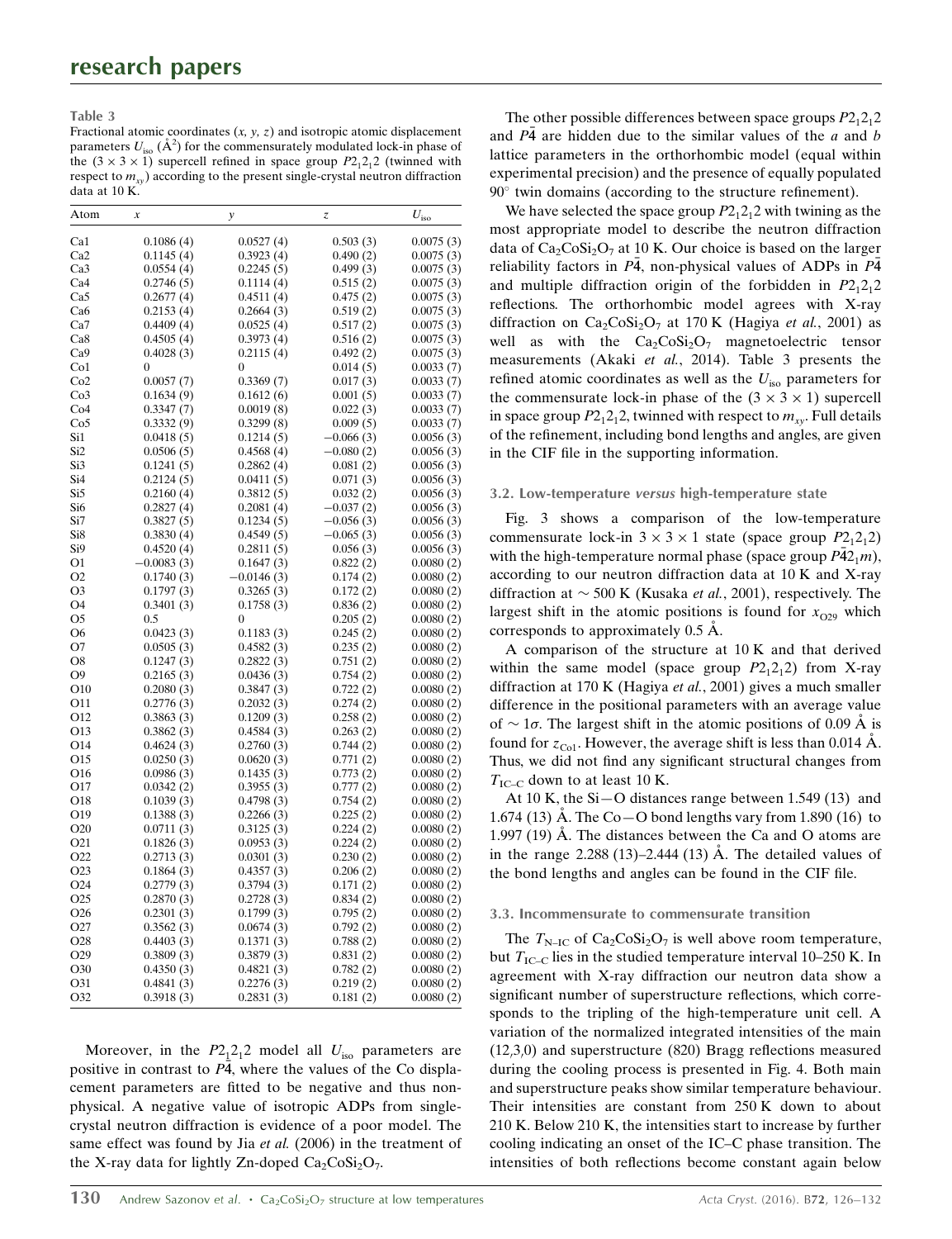**Table 3**

Fractional atomic coordinates ($x$, $y$, $z$) and isotropic atomic displacement parameters $U_{iso}$ (Å$^2$) for the commensurately modulated lock-in phase of the $(3 \times 3 \times 1)$ supercell refined in space group $P2_12_12$ (twinned with respect to $m_{xy}$) according to the present single-crystal neutron diffraction data at 10 K.

| Atom | $x$ | $y$ | $z$ | $U_{iso}$ |
|---|---|---|---|---|
| Ca1 | 0.1086 (4) | 0.0527 (4) | 0.503 (3) | 0.0075 (3) |
| Ca2 | 0.1145 (4) | 0.3923 (4) | 0.490 (2) | 0.0075 (3) |
| Ca3 | 0.0554 (4) | 0.2245 (5) | 0.499 (3) | 0.0075 (3) |
| Ca4 | 0.2746 (5) | 0.1114 (4) | 0.515 (2) | 0.0075 (3) |
| Ca5 | 0.2677 (4) | 0.4511 (4) | 0.475 (2) | 0.0075 (3) |
| Ca6 | 0.2153 (4) | 0.2664 (3) | 0.519 (2) | 0.0075 (3) |
| Ca7 | 0.4409 (4) | 0.0525 (4) | 0.517 (2) | 0.0075 (3) |
| Ca8 | 0.4505 (4) | 0.3973 (4) | 0.516 (2) | 0.0075 (3) |
| Ca9 | 0.4028 (3) | 0.2115 (4) | 0.492 (2) | 0.0075 (3) |
| Co1 | 0 | 0 | 0.014 (5) | 0.0033 (7) |
| Co2 | 0.0057 (7) | 0.3369 (7) | 0.017 (3) | 0.0033 (7) |
| Co3 | 0.1634 (9) | 0.1612 (6) | 0.001 (5) | 0.0033 (7) |
| Co4 | 0.3347 (7) | 0.0019 (8) | 0.022 (3) | 0.0033 (7) |
| Co5 | 0.3332 (9) | 0.3299 (8) | 0.009 (5) | 0.0033 (7) |
| Si1 | 0.0418 (5) | 0.1214 (5) | −0.066 (3) | 0.0056 (3) |
| Si2 | 0.0506 (5) | 0.4568 (4) | −0.080 (2) | 0.0056 (3) |
| Si3 | 0.1241 (5) | 0.2862 (4) | 0.081 (2) | 0.0056 (3) |
| Si4 | 0.2124 (5) | 0.0411 (5) | 0.071 (3) | 0.0056 (3) |
| Si5 | 0.2160 (4) | 0.3812 (5) | 0.032 (2) | 0.0056 (3) |
| Si6 | 0.2827 (4) | 0.2081 (4) | −0.037 (2) | 0.0056 (3) |
| Si7 | 0.3827 (5) | 0.1234 (5) | −0.056 (3) | 0.0056 (3) |
| Si8 | 0.3830 (4) | 0.4549 (5) | −0.065 (3) | 0.0056 (3) |
| Si9 | 0.4520 (4) | 0.2811 (5) | 0.056 (3) | 0.0056 (3) |
| O1 | −0.0083 (3) | 0.1647 (3) | 0.822 (2) | 0.0080 (2) |
| O2 | 0.1740 (3) | −0.0146 (3) | 0.174 (2) | 0.0080 (2) |
| O3 | 0.1797 (3) | 0.3265 (3) | 0.172 (2) | 0.0080 (2) |
| O4 | 0.3401 (3) | 0.1758 (3) | 0.836 (2) | 0.0080 (2) |
| O5 | 0.5 | 0 | 0.205 (2) | 0.0080 (2) |
| O6 | 0.0423 (3) | 0.1183 (3) | 0.245 (2) | 0.0080 (2) |
| O7 | 0.0505 (3) | 0.4582 (3) | 0.235 (2) | 0.0080 (2) |
| O8 | 0.1247 (3) | 0.2822 (3) | 0.751 (2) | 0.0080 (2) |
| O9 | 0.2165 (3) | 0.0436 (3) | 0.754 (2) | 0.0080 (2) |
| O10 | 0.2080 (3) | 0.3847 (3) | 0.722 (2) | 0.0080 (2) |
| O11 | 0.2776 (3) | 0.2032 (3) | 0.274 (2) | 0.0080 (2) |
| O12 | 0.3863 (3) | 0.1209 (3) | 0.258 (2) | 0.0080 (2) |
| O13 | 0.3862 (3) | 0.4584 (3) | 0.263 (2) | 0.0080 (2) |
| O14 | 0.4624 (3) | 0.2760 (3) | 0.744 (2) | 0.0080 (2) |
| O15 | 0.0250 (3) | 0.0620 (3) | 0.771 (2) | 0.0080 (2) |
| O16 | 0.0986 (3) | 0.1435 (3) | 0.773 (2) | 0.0080 (2) |
| O17 | 0.0342 (2) | 0.3955 (3) | 0.777 (2) | 0.0080 (2) |
| O18 | 0.1039 (3) | 0.4798 (3) | 0.754 (2) | 0.0080 (2) |
| O19 | 0.1388 (3) | 0.2266 (3) | 0.225 (2) | 0.0080 (2) |
| O20 | 0.0711 (3) | 0.3125 (3) | 0.224 (2) | 0.0080 (2) |
| O21 | 0.1826 (3) | 0.0953 (3) | 0.224 (2) | 0.0080 (2) |
| O22 | 0.2713 (3) | 0.0301 (3) | 0.230 (2) | 0.0080 (2) |
| O23 | 0.1864 (3) | 0.4357 (3) | 0.206 (2) | 0.0080 (2) |
| O24 | 0.2779 (3) | 0.3794 (3) | 0.171 (2) | 0.0080 (2) |
| O25 | 0.2870 (3) | 0.2728 (3) | 0.834 (2) | 0.0080 (2) |
| O26 | 0.2301 (3) | 0.1799 (3) | 0.795 (2) | 0.0080 (2) |
| O27 | 0.3562 (3) | 0.0674 (3) | 0.792 (2) | 0.0080 (2) |
| O28 | 0.4403 (3) | 0.1371 (3) | 0.788 (2) | 0.0080 (2) |
| O29 | 0.3809 (3) | 0.3879 (3) | 0.831 (2) | 0.0080 (2) |
| O30 | 0.4350 (3) | 0.4821 (3) | 0.782 (2) | 0.0080 (2) |
| O31 | 0.4841 (3) | 0.2276 (3) | 0.219 (2) | 0.0080 (2) |
| O32 | 0.3918 (3) | 0.2831 (3) | 0.181 (2) | 0.0080 (2) |

Moreover, in the $P2_12_12$ model all $U_{iso}$ parameters are positive in contrast to $P\bar{4}$, where the values of the Co displacement parameters are fitted to be negative and thus non-physical. A negative value of isotropic ADPs from single-crystal neutron diffraction is evidence of a poor model. The same effect was found by Jia *et al.* (2006) in the treatment of the X-ray data for lightly Zn-doped $Ca_2CoSi_2O_7$.

The other possible differences between space groups $P2_12_12$ and $P\bar{4}$ are hidden due to the similar values of the $a$ and $b$ lattice parameters in the orthorhombic model (equal within experimental precision) and the presence of equally populated 90° twin domains (according to the structure refinement).

We have selected the space group $P2_12_12$ with twining as the most appropriate model to describe the neutron diffraction data of $Ca_2CoSi_2O_7$ at 10 K. Our choice is based on the larger reliability factors in $P\bar{4}$, non-physical values of ADPs in $P\bar{4}$ and multiple diffraction origin of the forbidden in $P2_12_12$ reflections. The orthorhombic model agrees with X-ray diffraction on $Ca_2CoSi_2O_7$ at 170 K (Hagiya *et al.*, 2001) as well as with the $Ca_2CoSi_2O_7$ magnetoelectric tensor measurements (Akaki *et al.*, 2014). Table 3 presents the refined atomic coordinates as well as the $U_{iso}$ parameters for the commensurate lock-in phase of the $(3 \times 3 \times 1)$ supercell in space group $P2_12_12$, twinned with respect to $m_{xy}$. Full details of the refinement, including bond lengths and angles, are given in the CIF file in the supporting information.

### 3.2. Low-temperature *versus* high-temperature state

Fig. 3 shows a comparison of the low-temperature commensurate lock-in $3 \times 3 \times 1$ state (space group $P2_12_12$) with the high-temperature normal phase (space group $P\bar{4}2_1m$), according to our neutron diffraction data at 10 K and X-ray diffraction at ~ 500 K (Kusaka *et al.*, 2001), respectively. The largest shift in the atomic positions is found for $x_{O29}$ which corresponds to approximately 0.5 Å.

A comparison of the structure at 10 K and that derived within the same model (space group $P2_12_12$) from X-ray diffraction at 170 K (Hagiya *et al.*, 2001) gives a much smaller difference in the positional parameters with an average value of ~ 1σ. The largest shift in the atomic positions of 0.09 Å is found for $z_{Co1}$. However, the average shift is less than 0.014 Å. Thus, we did not find any significant structural changes from $T_{IC-C}$ down to at least 10 K.

At 10 K, the Si—O distances range between 1.549 (13) and 1.674 (13) Å. The Co—O bond lengths vary from 1.890 (16) to 1.997 (19) Å. The distances between the Ca and O atoms are in the range 2.288 (13)–2.444 (13) Å. The detailed values of the bond lengths and angles can be found in the CIF file.

### 3.3. Incommensurate to commensurate transition

The $T_{N-IC}$ of $Ca_2CoSi_2O_7$ is well above room temperature, but $T_{IC-C}$ lies in the studied temperature interval 10–250 K. In agreement with X-ray diffraction our neutron data show a significant number of superstructure reflections, which corresponds to the tripling of the high-temperature unit cell. A variation of the normalized integrated intensities of the main (12,3,0) and superstructure (820) Bragg reflections measured during the cooling process is presented in Fig. 4. Both main and superstructure peaks show similar temperature behaviour. Their intensities are constant from 250 K down to about 210 K. Below 210 K, the intensities start to increase by further cooling indicating an onset of the IC–C phase transition. The intensities of both reflections become constant again below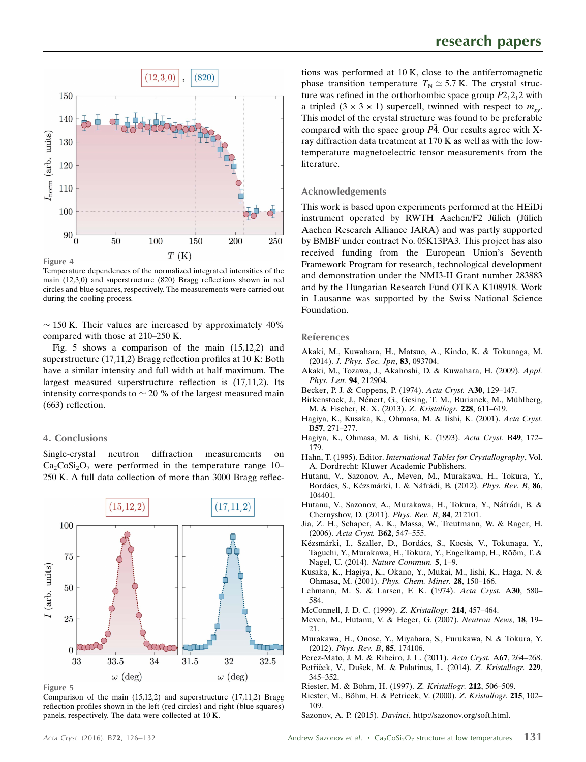**Figure 4**
Temperature dependences of the normalized integrated intensities of the main (12,3,0) and superstructure (820) Bragg reflections shown in red circles and blue squares, respectively. The measurements were carried out during the cooling process.

$\sim$ 150 K. Their values are increased by approximately 40% compared with those at 210–250 K.

Fig. 5 shows a comparison of the main (15,12,2) and superstructure (17,11,2) Bragg reflection profiles at 10 K: Both have a similar intensity and full width at half maximum. The largest measured superstructure reflection is (17,11,2). Its intensity corresponds to $\sim$ 20 % of the largest measured main (663) reflection.

## 4. Conclusions

Single-crystal neutron diffraction measurements on $Ca_2CoSi_2O_7$ were performed in the temperature range 10–250 K. A full data collection of more than 3000 Bragg reflections was performed at 10 K, close to the antiferromagnetic phase transition temperature $T_N \simeq 5.7$ K. The crystal structure was refined in the orthorhombic space group $P2_12_12$ with a tripled (3 × 3 × 1) supercell, twinned with respect to $m_{xy}$. This model of the crystal structure was found to be preferable compared with the space group $P\bar{4}$. Our results agree with X-ray diffraction data treatment at 170 K as well as with the low-temperature magnetoelectric tensor measurements from the literature.

**Figure 5**
Comparison of the main (15,12,2) and superstructure (17,11,2) Bragg reflection profiles shown in the left (red circles) and right (blue squares) panels, respectively. The data were collected at 10 K.

### Acknowledgements

This work is based upon experiments performed at the HEiDi instrument operated by RWTH Aachen/F2 Jülich (Jülich Aachen Research Alliance JARA) and was partly supported by BMBF under contract No. 05K13PA3. This project has also received funding from the European Union's Seventh Framework Program for research, technological development and demonstration under the NMI3-II Grant number 283883 and by the Hungarian Research Fund OTKA K108918. Work in Lausanne was supported by the Swiss National Science Foundation.

### References

Akaki, M., Kuwahara, H., Matsuo, A., Kindo, K. & Tokunaga, M. (2014). *J. Phys. Soc. Jpn*, **83**, 093704.
Akaki, M., Tozawa, J., Akahoshi, D. & Kuwahara, H. (2009). *Appl. Phys. Lett.* **94**, 212904.
Becker, P. J. & Coppens, P. (1974). *Acta Cryst.* A**30**, 129–147.
Birkenstock, J., Nénert, G., Gesing, T. M., Burianek, M., Mühlberg, M. & Fischer, R. X. (2013). *Z. Kristallogr.* **228**, 611–619.
Hagiya, K., Kusaka, K., Ohmasa, M. & Iishi, K. (2001). *Acta Cryst.* B**57**, 271–277.
Hagiya, K., Ohmasa, M. & Iishi, K. (1993). *Acta Cryst.* B**49**, 172–179.
Hahn, T. (1995). Editor. *International Tables for Crystallography*, Vol. A. Dordrecht: Kluwer Academic Publishers.
Hutanu, V., Sazonov, A., Meven, M., Murakawa, H., Tokura, Y., Bordács, S., Kézsmárki, I. & Náfrádi, B. (2012). *Phys. Rev. B*, **86**, 104401.
Hutanu, V., Sazonov, A., Murakawa, H., Tokura, Y., Náfrádi, B. & Chernyshov, D. (2011). *Phys. Rev. B*, **84**, 212101.
Jia, Z. H., Schaper, A. K., Massa, W., Treutmann, W. & Rager, H. (2006). *Acta Cryst.* B**62**, 547–555.
Kézsmárki, I., Szaller, D., Bordács, S., Kocsis, V., Tokunaga, Y., Taguchi, Y., Murakawa, H., Tokura, Y., Engelkamp, H., Rõõm, T. & Nagel, U. (2014). *Nature Commun.* **5**, 1–9.
Kusaka, K., Hagiya, K., Okano, Y., Mukai, M., Iishi, K., Haga, N. & Ohmasa, M. (2001). *Phys. Chem. Miner.* **28**, 150–166.
Lehmann, M. S. & Larsen, F. K. (1974). *Acta Cryst.* A**30**, 580–584.
McConnell, J. D. C. (1999). *Z. Kristallogr.* **214**, 457–464.
Meven, M., Hutanu, V. & Heger, G. (2007). *Neutron News*, **18**, 19–21.
Murakawa, H., Onose, Y., Miyahara, S., Furukawa, N. & Tokura, Y. (2012). *Phys. Rev. B*, **85**, 174106.
Perez-Mato, J. M. & Ribeiro, J. L. (2011). *Acta Cryst.* A**67**, 264–268.
Petříček, V., Dušek, M. & Palatinus, L. (2014). *Z. Kristallogr.* **229**, 345–352.
Riester, M. & Böhm, H. (1997). *Z. Kristallogr.* **212**, 506–509.
Riester, M., Böhm, H. & Petricek, V. (2000). *Z. Kristallogr.* **215**, 102–109.
Sazonov, A. P. (2015). *Davinci*, http://sazonov.org/soft.html.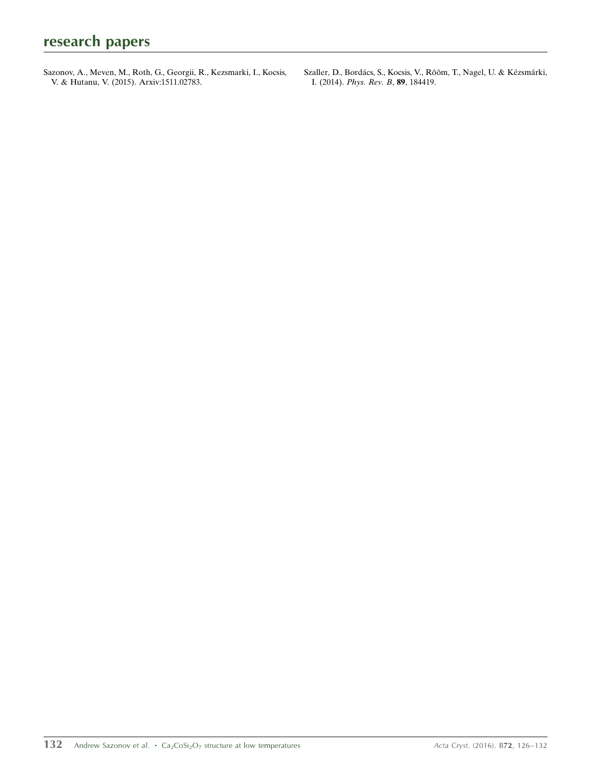Sazonov, A., Meven, M., Roth, G., Georgii, R., Kezsmarki, I., Kocsis, V. & Hutanu, V. (2015). Arxiv:1511.02783.

Szaller, D., Bordács, S., Kocsis, V., Rõõm, T., Nagel, U. & Kézsmárki, I. (2014). *Phys. Rev. B*, **89**, 184419.